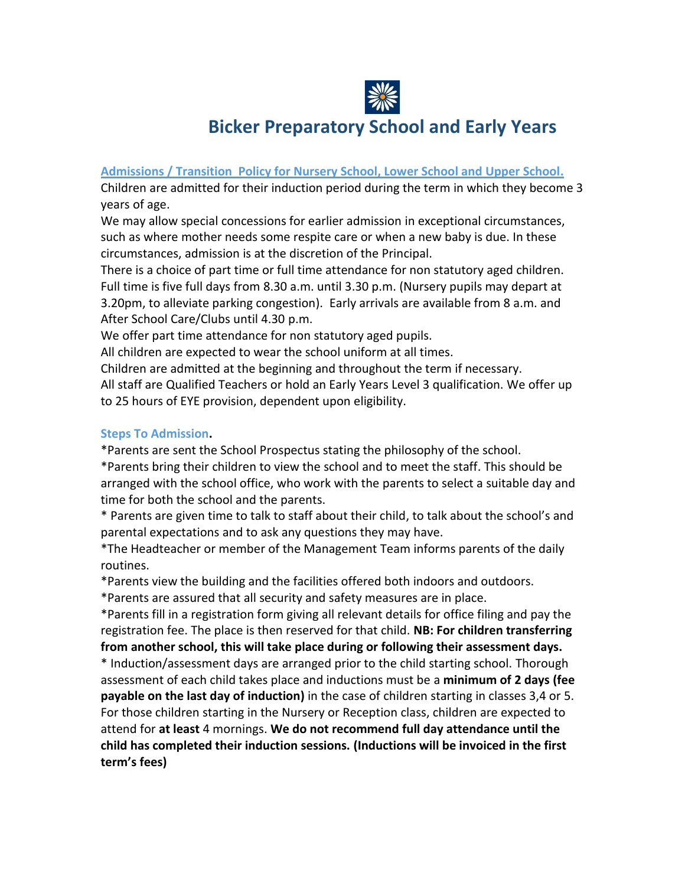# Bicker Preparatory School and Early Years

## Admissions / Transition Policy for Nursery School, Lower School and Upper School.

Children are admitted for their induction period during the term in which they become 3 years of age.

We may allow special concessions for earlier admission in exceptional circumstances, such as where mother needs some respite care or when a new baby is due. In these circumstances, admission is at the discretion of the Principal.

There is a choice of part time or full time attendance for non statutory aged children. Full time is five full days from 8.30 a.m. until 3.30 p.m. (Nursery pupils may depart at 3.20pm, to alleviate parking congestion). Early arrivals are available from 8 a.m. and After School Care/Clubs until 4.30 p.m.

We offer part time attendance for non statutory aged pupils.

All children are expected to wear the school uniform at all times.

Children are admitted at the beginning and throughout the term if necessary.

All staff are Qualified Teachers or hold an Early Years Level 3 qualification. We offer up to 25 hours of EYE provision, dependent upon eligibility.

## Steps To Admission.

*Parents are sent the School Prospectus stating the philosophy of the school.

*Parents bring their children to view the school and to meet the staff. This should be arranged with the school office, who work with the parents to select a suitable day and time for both the school and the parents.

* Parents are given time to talk to staff about their child, to talk about the school's and parental expectations and to ask any questions they may have.

*The Headteacher or member of the Management Team informs parents of the daily routines.

*Parents view the building and the facilities offered both indoors and outdoors.

*Parents are assured that all security and safety measures are in place.

*Parents fill in a registration form giving all relevant details for office filing and pay the registration fee. The place is then reserved for that child. **NB: For children transferring from another school, this will take place during or following their assessment days.**

* Induction/assessment days are arranged prior to the child starting school. Thorough assessment of each child takes place and inductions must be a **minimum of 2 days (fee payable on the last day of induction)** in the case of children starting in classes 3,4 or 5. For those children starting in the Nursery or Reception class, children are expected to attend for **at least** 4 mornings. **We do not recommend full day attendance until the child has completed their induction sessions. (Inductions will be invoiced in the first term's fees)**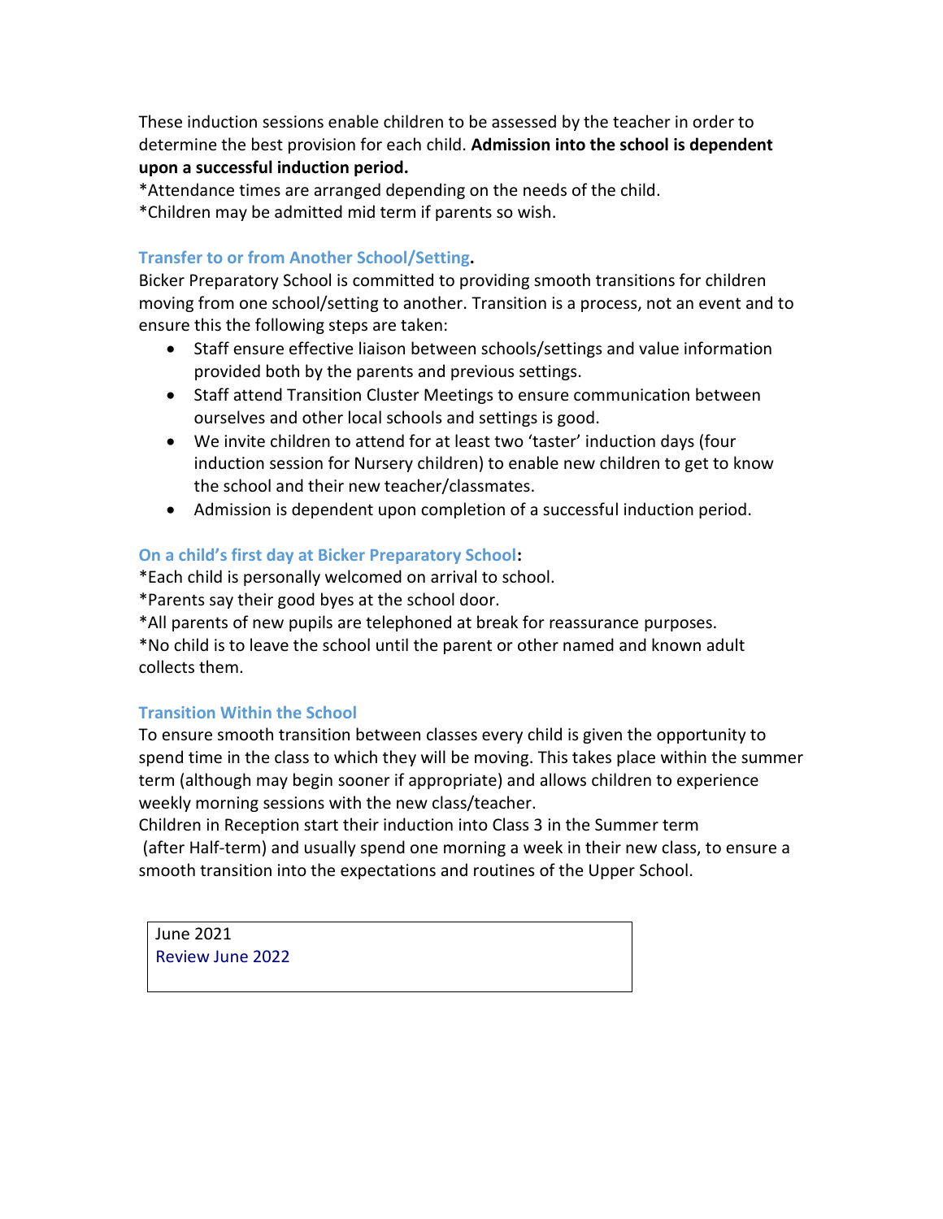These induction sessions enable children to be assessed by the teacher in order to determine the best provision for each child. **Admission into the school is dependent upon a successful induction period.**

*Attendance times are arranged depending on the needs of the child.
*Children may be admitted mid term if parents so wish.

### Transfer to or from Another School/Setting.

Bicker Preparatory School is committed to providing smooth transitions for children moving from one school/setting to another. Transition is a process, not an event and to ensure this the following steps are taken:

- Staff ensure effective liaison between schools/settings and value information provided both by the parents and previous settings.
- Staff attend Transition Cluster Meetings to ensure communication between ourselves and other local schools and settings is good.
- We invite children to attend for at least two 'taster' induction days (four induction session for Nursery children) to enable new children to get to know the school and their new teacher/classmates.
- Admission is dependent upon completion of a successful induction period.

### On a child's first day at Bicker Preparatory School:

*Each child is personally welcomed on arrival to school.
*Parents say their good byes at the school door.
*All parents of new pupils are telephoned at break for reassurance purposes.
*No child is to leave the school until the parent or other named and known adult collects them.

### Transition Within the School

To ensure smooth transition between classes every child is given the opportunity to spend time in the class to which they will be moving. This takes place within the summer term (although may begin sooner if appropriate) and allows children to experience weekly morning sessions with the new class/teacher.
Children in Reception start their induction into Class 3 in the Summer term (after Half-term) and usually spend one morning a week in their new class, to ensure a smooth transition into the expectations and routines of the Upper School.

June 2021
Review June 2022